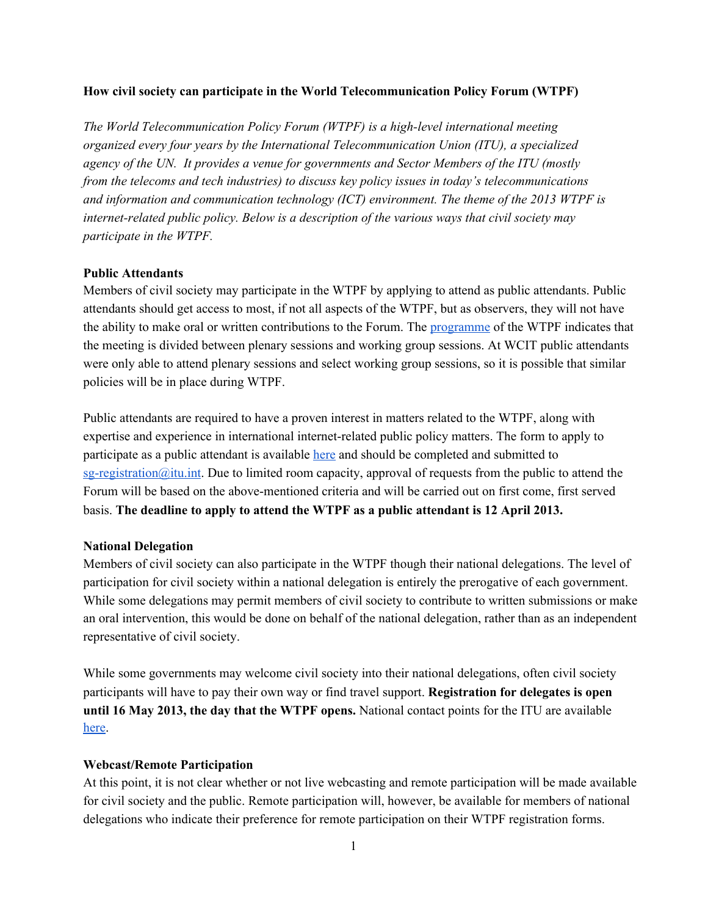**How civil society can participate in the World Telecommunication Policy Forum (WTPF)**

*The World Telecommunication Policy Forum (WTPF) is a high-level international meeting organized every four years by the International Telecommunication Union (ITU), a specialized agency of the UN. It provides a venue for governments and Sector Members of the ITU (mostly from the telecoms and tech industries) to discuss key policy issues in today's telecommunications and information and communication technology (ICT) environment. The theme of the 2013 WTPF is internet-related public policy. Below is a description of the various ways that civil society may participate in the WTPF.*

**Public Attendants**

Members of civil society may participate in the WTPF by applying to attend as public attendants. Public attendants should get access to most, if not all aspects of the WTPF, but as observers, they will not have the ability to make oral or written contributions to the Forum. The programme of the WTPF indicates that the meeting is divided between plenary sessions and working group sessions. At WCIT public attendants were only able to attend plenary sessions and select working group sessions, so it is possible that similar policies will be in place during WTPF.

Public attendants are required to have a proven interest in matters related to the WTPF, along with expertise and experience in international internet-related public policy matters. The form to apply to participate as a public attendant is available here and should be completed and submitted to sg-registration@itu.int. Due to limited room capacity, approval of requests from the public to attend the Forum will be based on the above-mentioned criteria and will be carried out on first come, first served basis. **The deadline to apply to attend the WTPF as a public attendant is 12 April 2013.**

**National Delegation**

Members of civil society can also participate in the WTPF though their national delegations. The level of participation for civil society within a national delegation is entirely the prerogative of each government. While some delegations may permit members of civil society to contribute to written submissions or make an oral intervention, this would be done on behalf of the national delegation, rather than as an independent representative of civil society.

While some governments may welcome civil society into their national delegations, often civil society participants will have to pay their own way or find travel support. **Registration for delegates is open until 16 May 2013, the day that the WTPF opens.** National contact points for the ITU are available here.

**Webcast/Remote Participation**

At this point, it is not clear whether or not live webcasting and remote participation will be made available for civil society and the public. Remote participation will, however, be available for members of national delegations who indicate their preference for remote participation on their WTPF registration forms.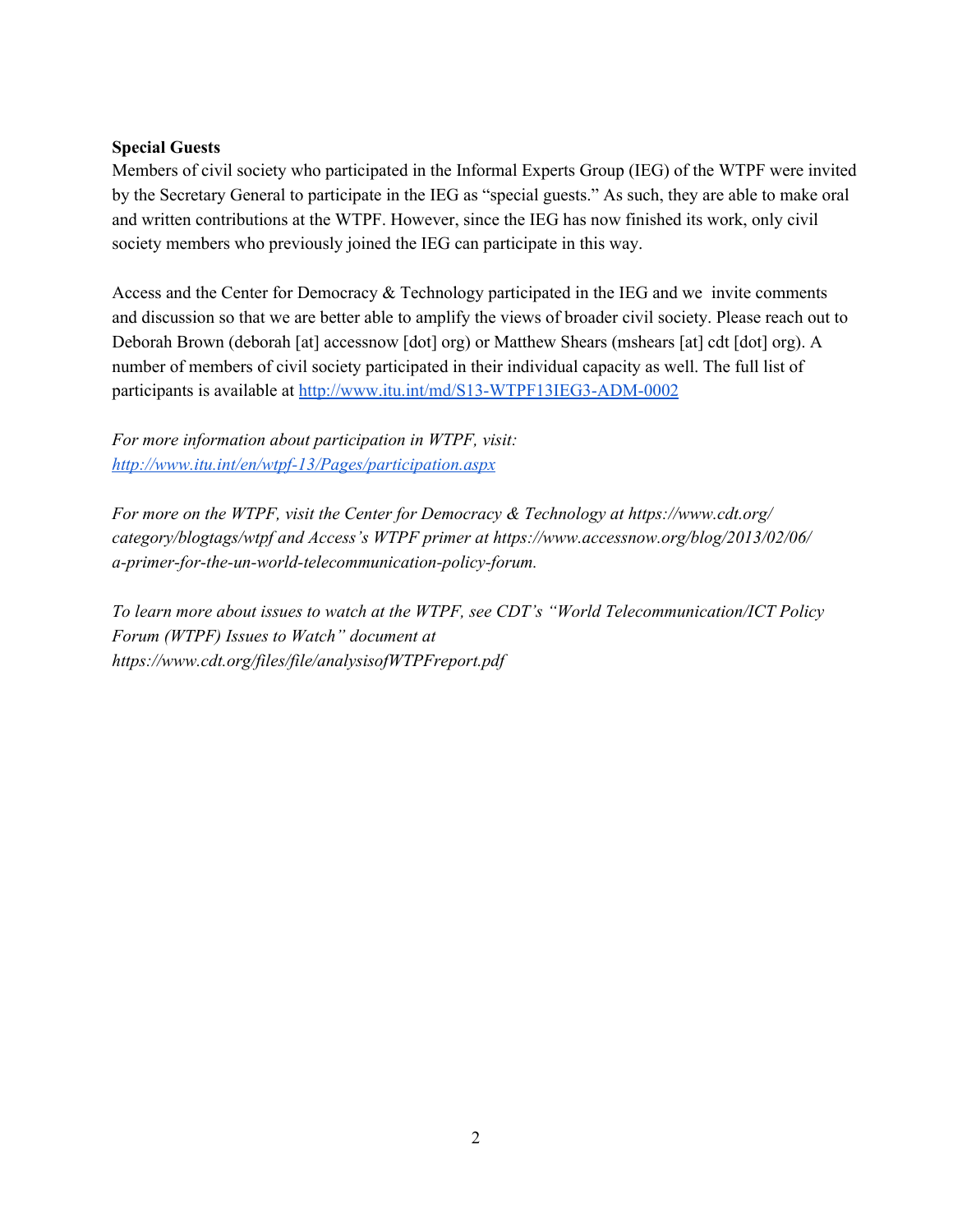**Special Guests**

Members of civil society who participated in the Informal Experts Group (IEG) of the WTPF were invited by the Secretary General to participate in the IEG as "special guests." As such, they are able to make oral and written contributions at the WTPF. However, since the IEG has now finished its work, only civil society members who previously joined the IEG can participate in this way.

Access and the Center for Democracy & Technology participated in the IEG and we  invite comments and discussion so that we are better able to amplify the views of broader civil society. Please reach out to Deborah Brown (deborah [at] accessnow [dot] org) or Matthew Shears (mshears [at] cdt [dot] org). A number of members of civil society participated in their individual capacity as well. The full list of participants is available at http://www.itu.int/md/S13-WTPF13IEG3-ADM-0002

*For more information about participation in WTPF, visit: http://www.itu.int/en/wtpf-13/Pages/participation.aspx*

*For more on the WTPF, visit the Center for Democracy & Technology at https://www.cdt.org/category/blogtags/wtpf and Access's WTPF primer at https://www.accessnow.org/blog/2013/02/06/a-primer-for-the-un-world-telecommunication-policy-forum.*

*To learn more about issues to watch at the WTPF, see CDT's "World Telecommunication/ICT Policy Forum (WTPF) Issues to Watch" document at https://www.cdt.org/files/file/analysisofWTPFreport.pdf*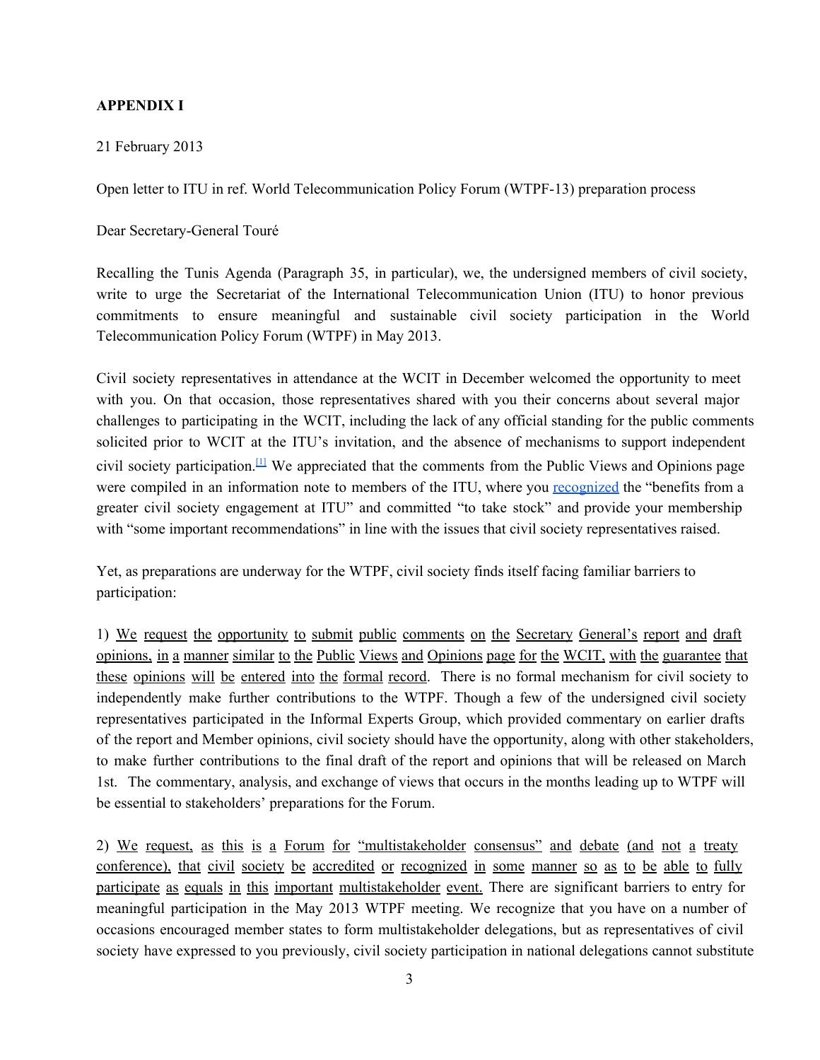**APPENDIX I**

21 February 2013

Open letter to ITU in ref. World Telecommunication Policy Forum (WTPF-13) preparation process

Dear Secretary-General Touré

Recalling the Tunis Agenda (Paragraph 35, in particular), we, the undersigned members of civil society, write to urge the Secretariat of the International Telecommunication Union (ITU) to honor previous commitments to ensure meaningful and sustainable civil society participation in the World Telecommunication Policy Forum (WTPF) in May 2013.

Civil society representatives in attendance at the WCIT in December welcomed the opportunity to meet with you. On that occasion, those representatives shared with you their concerns about several major challenges to participating in the WCIT, including the lack of any official standing for the public comments solicited prior to WCIT at the ITU's invitation, and the absence of mechanisms to support independent civil society participation.[1] We appreciated that the comments from the Public Views and Opinions page were compiled in an information note to members of the ITU, where you recognized the "benefits from a greater civil society engagement at ITU" and committed "to take stock" and provide your membership with "some important recommendations" in line with the issues that civil society representatives raised.

Yet, as preparations are underway for the WTPF, civil society finds itself facing familiar barriers to participation:

1) We request the opportunity to submit public comments on the Secretary General's report and draft opinions, in a manner similar to the Public Views and Opinions page for the WCIT, with the guarantee that these opinions will be entered into the formal record. There is no formal mechanism for civil society to independently make further contributions to the WTPF. Though a few of the undersigned civil society representatives participated in the Informal Experts Group, which provided commentary on earlier drafts of the report and Member opinions, civil society should have the opportunity, along with other stakeholders, to make further contributions to the final draft of the report and opinions that will be released on March 1st. The commentary, analysis, and exchange of views that occurs in the months leading up to WTPF will be essential to stakeholders' preparations for the Forum.

2) We request, as this is a Forum for "multistakeholder consensus" and debate (and not a treaty conference), that civil society be accredited or recognized in some manner so as to be able to fully participate as equals in this important multistakeholder event. There are significant barriers to entry for meaningful participation in the May 2013 WTPF meeting. We recognize that you have on a number of occasions encouraged member states to form multistakeholder delegations, but as representatives of civil society have expressed to you previously, civil society participation in national delegations cannot substitute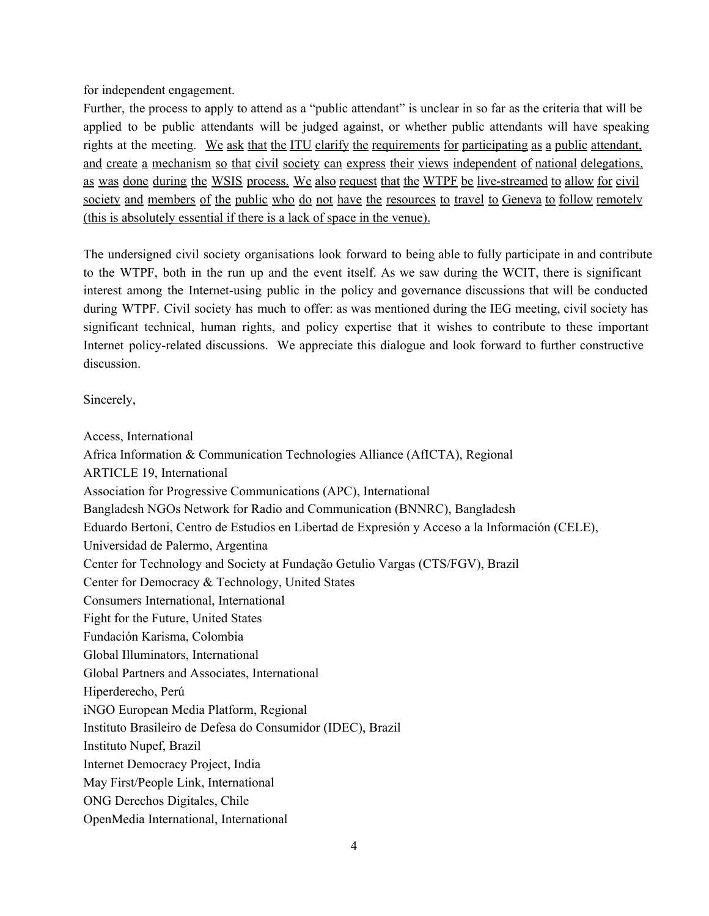for independent engagement.

Further, the process to apply to attend as a "public attendant" is unclear in so far as the criteria that will be applied to be public attendants will be judged against, or whether public attendants will have speaking rights at the meeting. <u>We ask that the ITU clarify the requirements for participating as a public attendant, and create a mechanism so that civil society can express their views independent of national delegations, as was done during the WSIS process. We also request that the WTPF be live-streamed to allow for civil society and members of the public who do not have the resources to travel to Geneva to follow remotely (this is absolutely essential if there is a lack of space in the venue).</u>

The undersigned civil society organisations look forward to being able to fully participate in and contribute to the WTPF, both in the run up and the event itself. As we saw during the WCIT, there is significant interest among the Internet-using public in the policy and governance discussions that will be conducted during WTPF. Civil society has much to offer: as was mentioned during the IEG meeting, civil society has significant technical, human rights, and policy expertise that it wishes to contribute to these important Internet policy-related discussions. We appreciate this dialogue and look forward to further constructive discussion.

Sincerely,

Access, International
Africa Information & Communication Technologies Alliance (AfICTA), Regional
ARTICLE 19, International
Association for Progressive Communications (APC), International
Bangladesh NGOs Network for Radio and Communication (BNNRC), Bangladesh
Eduardo Bertoni, Centro de Estudios en Libertad de Expresión y Acceso a la Información (CELE), Universidad de Palermo, Argentina
Center for Technology and Society at Fundação Getulio Vargas (CTS/FGV), Brazil
Center for Democracy & Technology, United States
Consumers International, International
Fight for the Future, United States
Fundación Karisma, Colombia
Global Illuminators, International
Global Partners and Associates, International
Hiperderecho, Perú
iNGO European Media Platform, Regional
Instituto Brasileiro de Defesa do Consumidor (IDEC), Brazil
Instituto Nupef, Brazil
Internet Democracy Project, India
May First/People Link, International
ONG Derechos Digitales, Chile
OpenMedia International, International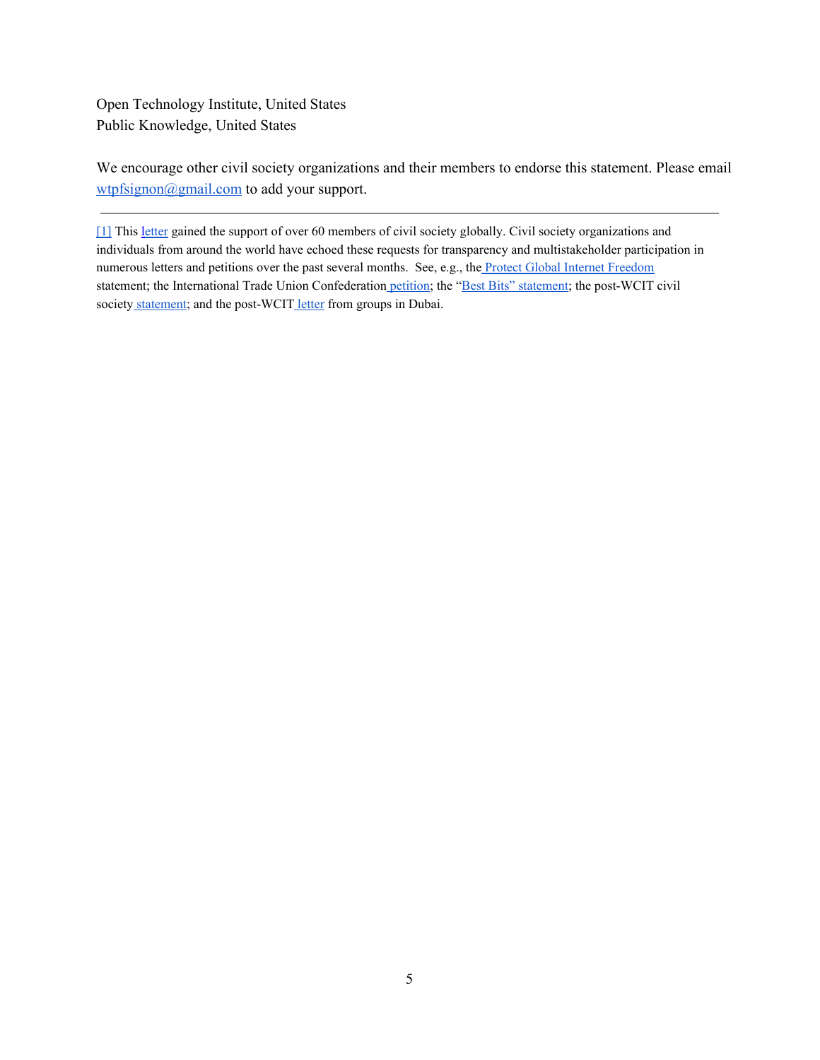Open Technology Institute, United States
Public Knowledge, United States

We encourage other civil society organizations and their members to endorse this statement. Please email wtpfsignon@gmail.com to add your support.

---

[1] This letter gained the support of over 60 members of civil society globally. Civil society organizations and individuals from around the world have echoed these requests for transparency and multistakeholder participation in numerous letters and petitions over the past several months. See, e.g., the Protect Global Internet Freedom statement; the International Trade Union Confederation petition; the "Best Bits" statement; the post-WCIT civil society statement; and the post-WCIT letter from groups in Dubai.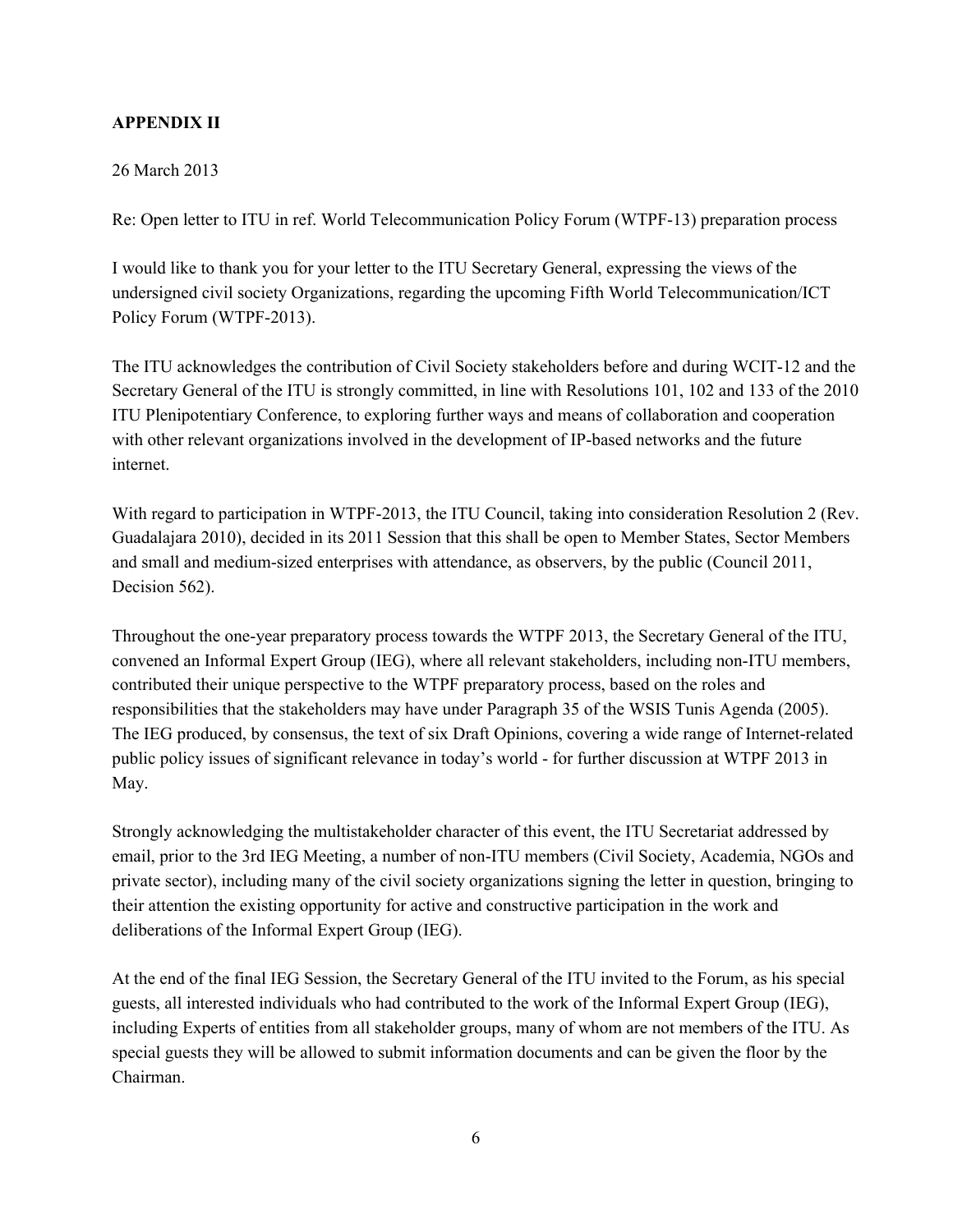**APPENDIX II**

26 March 2013

Re: Open letter to ITU in ref. World Telecommunication Policy Forum (WTPF-13) preparation process

I would like to thank you for your letter to the ITU Secretary General, expressing the views of the undersigned civil society Organizations, regarding the upcoming Fifth World Telecommunication/ICT Policy Forum (WTPF-2013).

The ITU acknowledges the contribution of Civil Society stakeholders before and during WCIT-12 and the Secretary General of the ITU is strongly committed, in line with Resolutions 101, 102 and 133 of the 2010 ITU Plenipotentiary Conference, to exploring further ways and means of collaboration and cooperation with other relevant organizations involved in the development of IP-based networks and the future internet.

With regard to participation in WTPF-2013, the ITU Council, taking into consideration Resolution 2 (Rev. Guadalajara 2010), decided in its 2011 Session that this shall be open to Member States, Sector Members and small and medium-sized enterprises with attendance, as observers, by the public (Council 2011, Decision 562).

Throughout the one-year preparatory process towards the WTPF 2013, the Secretary General of the ITU, convened an Informal Expert Group (IEG), where all relevant stakeholders, including non-ITU members, contributed their unique perspective to the WTPF preparatory process, based on the roles and responsibilities that the stakeholders may have under Paragraph 35 of the WSIS Tunis Agenda (2005). The IEG produced, by consensus, the text of six Draft Opinions, covering a wide range of Internet-related public policy issues of significant relevance in today's world - for further discussion at WTPF 2013 in May.

Strongly acknowledging the multistakeholder character of this event, the ITU Secretariat addressed by email, prior to the 3rd IEG Meeting, a number of non-ITU members (Civil Society, Academia, NGOs and private sector), including many of the civil society organizations signing the letter in question, bringing to their attention the existing opportunity for active and constructive participation in the work and deliberations of the Informal Expert Group (IEG).

At the end of the final IEG Session, the Secretary General of the ITU invited to the Forum, as his special guests, all interested individuals who had contributed to the work of the Informal Expert Group (IEG), including Experts of entities from all stakeholder groups, many of whom are not members of the ITU. As special guests they will be allowed to submit information documents and can be given the floor by the Chairman.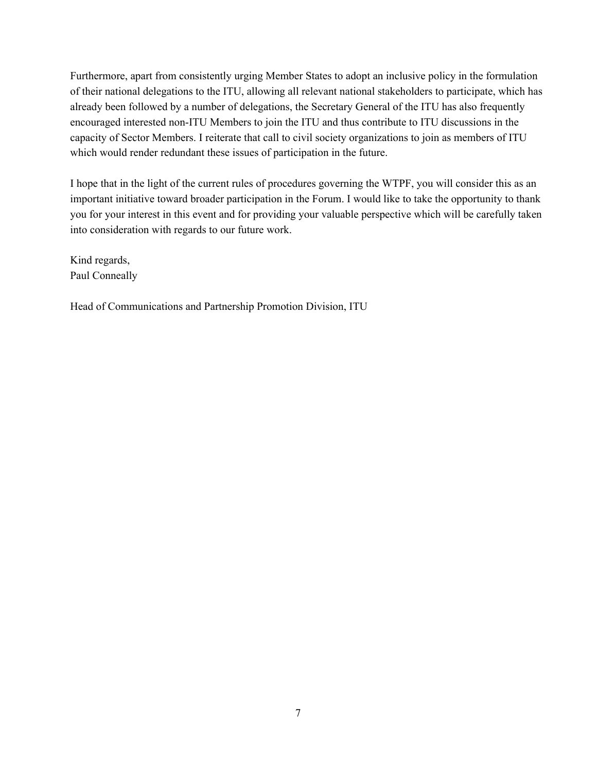Furthermore, apart from consistently urging Member States to adopt an inclusive policy in the formulation of their national delegations to the ITU, allowing all relevant national stakeholders to participate, which has already been followed by a number of delegations, the Secretary General of the ITU has also frequently encouraged interested non-ITU Members to join the ITU and thus contribute to ITU discussions in the capacity of Sector Members. I reiterate that call to civil society organizations to join as members of ITU which would render redundant these issues of participation in the future.

I hope that in the light of the current rules of procedures governing the WTPF, you will consider this as an important initiative toward broader participation in the Forum. I would like to take the opportunity to thank you for your interest in this event and for providing your valuable perspective which will be carefully taken into consideration with regards to our future work.

Kind regards,
Paul Conneally

Head of Communications and Partnership Promotion Division, ITU